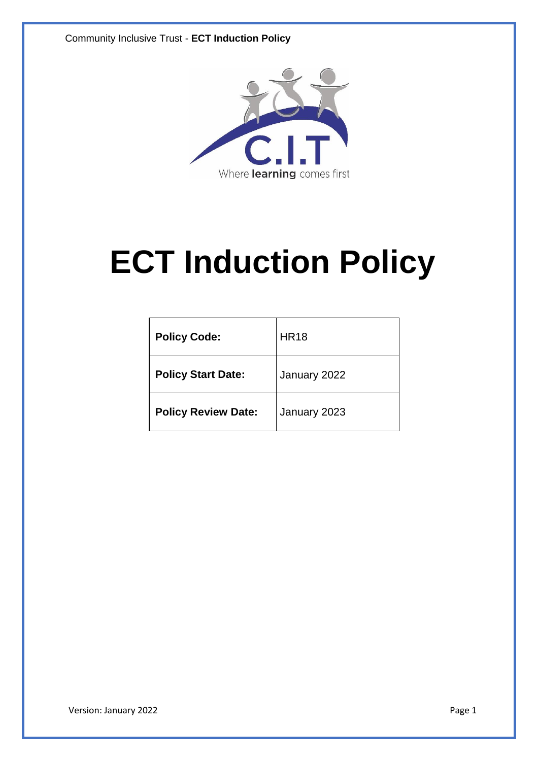C.I.T

Where **learning** comes first

# ECT Induction Policy

| **Policy Code:** | HR18 |
| --- | --- |
| **Policy Start Date:** | January 2022 |
| **Policy Review Date:** | January 2023 |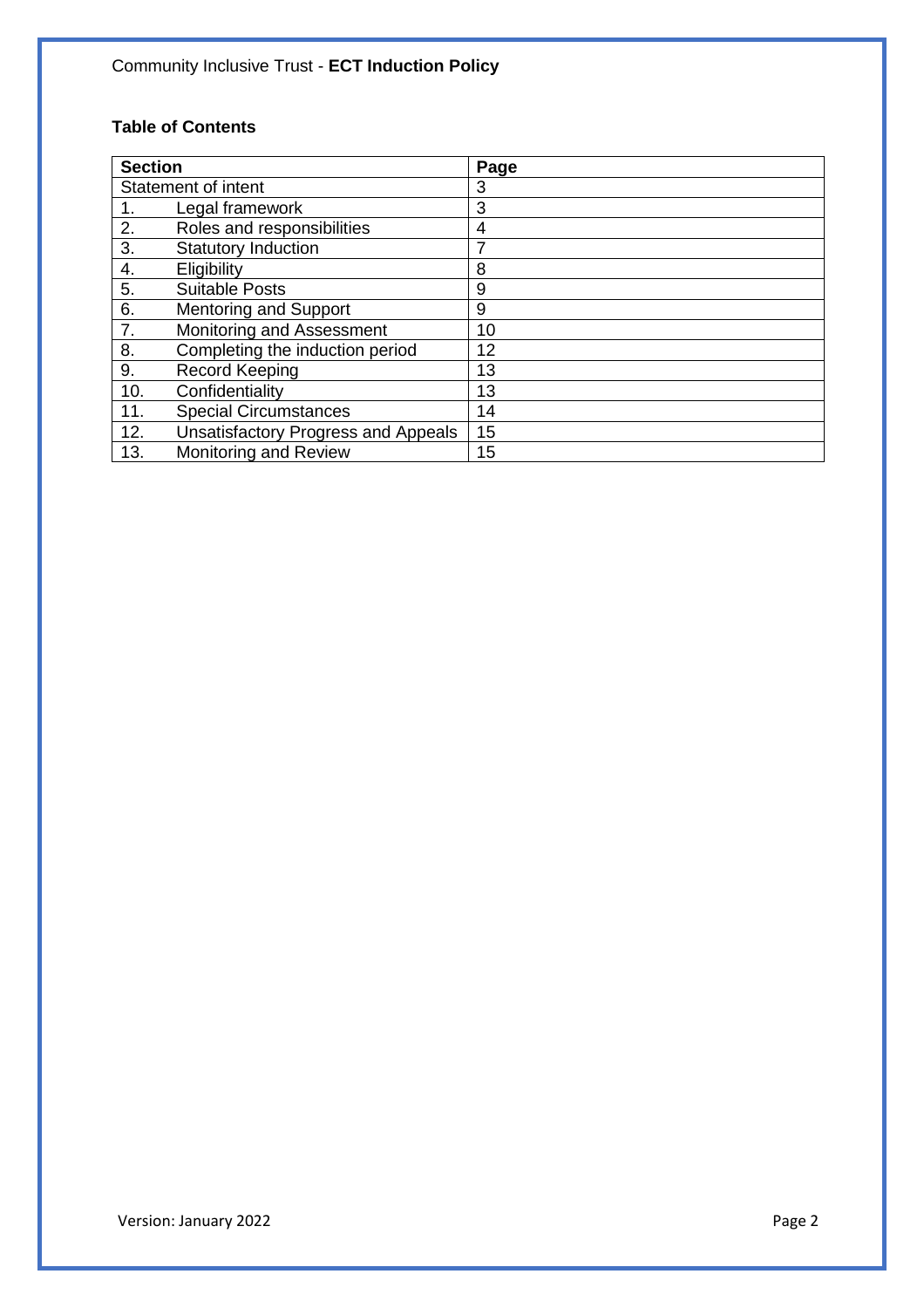**Table of Contents**

| Section | Page |
|---|---|
| Statement of intent | 3 |
| 1. Legal framework | 3 |
| 2. Roles and responsibilities | 4 |
| 3. Statutory Induction | 7 |
| 4. Eligibility | 8 |
| 5. Suitable Posts | 9 |
| 6. Mentoring and Support | 9 |
| 7. Monitoring and Assessment | 10 |
| 8. Completing the induction period | 12 |
| 9. Record Keeping | 13 |
| 10. Confidentiality | 13 |
| 11. Special Circumstances | 14 |
| 12. Unsatisfactory Progress and Appeals | 15 |
| 13. Monitoring and Review | 15 |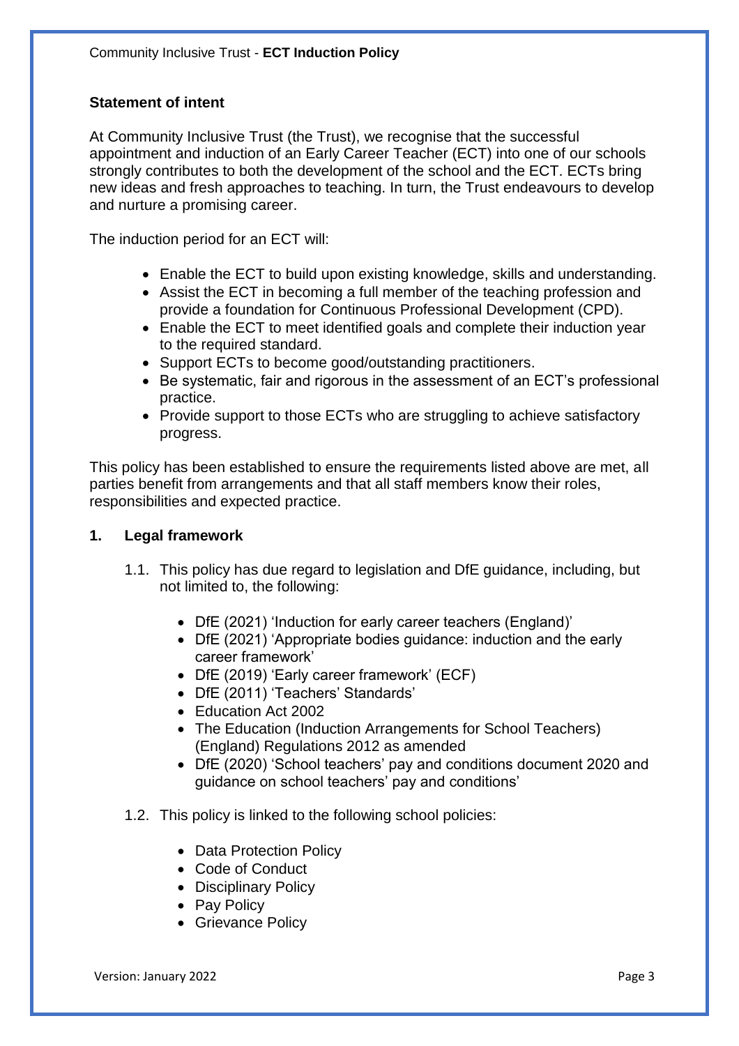## Statement of intent

At Community Inclusive Trust (the Trust), we recognise that the successful appointment and induction of an Early Career Teacher (ECT) into one of our schools strongly contributes to both the development of the school and the ECT. ECTs bring new ideas and fresh approaches to teaching. In turn, the Trust endeavours to develop and nurture a promising career.

The induction period for an ECT will:

- Enable the ECT to build upon existing knowledge, skills and understanding.
- Assist the ECT in becoming a full member of the teaching profession and provide a foundation for Continuous Professional Development (CPD).
- Enable the ECT to meet identified goals and complete their induction year to the required standard.
- Support ECTs to become good/outstanding practitioners.
- Be systematic, fair and rigorous in the assessment of an ECT's professional practice.
- Provide support to those ECTs who are struggling to achieve satisfactory progress.

This policy has been established to ensure the requirements listed above are met, all parties benefit from arrangements and that all staff members know their roles, responsibilities and expected practice.

## 1. Legal framework

1.1. This policy has due regard to legislation and DfE guidance, including, but not limited to, the following:

- DfE (2021) 'Induction for early career teachers (England)'
- DfE (2021) 'Appropriate bodies guidance: induction and the early career framework'
- DfE (2019) 'Early career framework' (ECF)
- DfE (2011) 'Teachers' Standards'
- Education Act 2002
- The Education (Induction Arrangements for School Teachers) (England) Regulations 2012 as amended
- DfE (2020) 'School teachers' pay and conditions document 2020 and guidance on school teachers' pay and conditions'

1.2. This policy is linked to the following school policies:

- Data Protection Policy
- Code of Conduct
- Disciplinary Policy
- Pay Policy
- Grievance Policy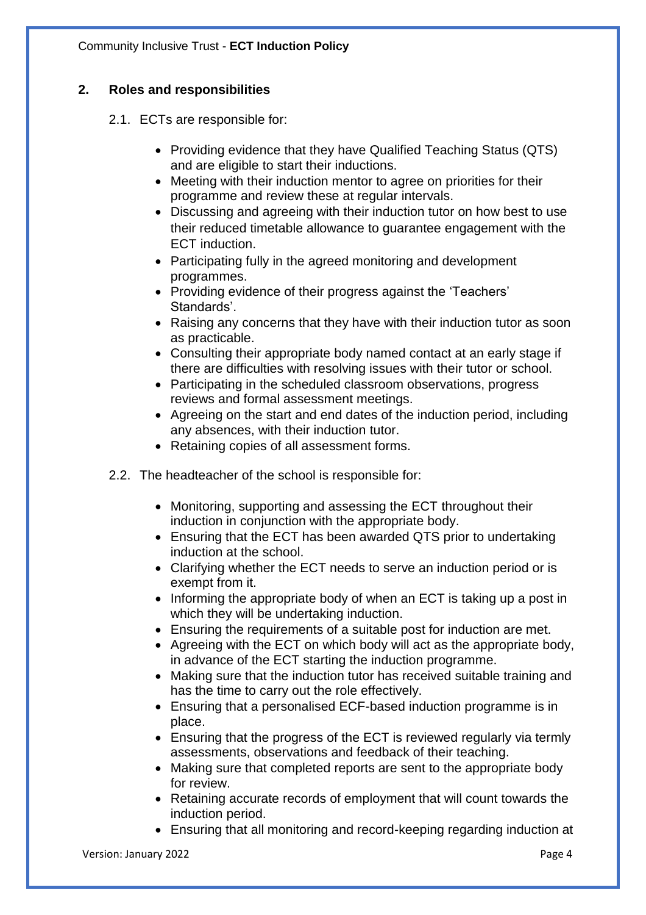## 2. Roles and responsibilities

2.1. ECTs are responsible for:

- Providing evidence that they have Qualified Teaching Status (QTS) and are eligible to start their inductions.
- Meeting with their induction mentor to agree on priorities for their programme and review these at regular intervals.
- Discussing and agreeing with their induction tutor on how best to use their reduced timetable allowance to guarantee engagement with the ECT induction.
- Participating fully in the agreed monitoring and development programmes.
- Providing evidence of their progress against the 'Teachers' Standards'.
- Raising any concerns that they have with their induction tutor as soon as practicable.
- Consulting their appropriate body named contact at an early stage if there are difficulties with resolving issues with their tutor or school.
- Participating in the scheduled classroom observations, progress reviews and formal assessment meetings.
- Agreeing on the start and end dates of the induction period, including any absences, with their induction tutor.
- Retaining copies of all assessment forms.

2.2. The headteacher of the school is responsible for:

- Monitoring, supporting and assessing the ECT throughout their induction in conjunction with the appropriate body.
- Ensuring that the ECT has been awarded QTS prior to undertaking induction at the school.
- Clarifying whether the ECT needs to serve an induction period or is exempt from it.
- Informing the appropriate body of when an ECT is taking up a post in which they will be undertaking induction.
- Ensuring the requirements of a suitable post for induction are met.
- Agreeing with the ECT on which body will act as the appropriate body, in advance of the ECT starting the induction programme.
- Making sure that the induction tutor has received suitable training and has the time to carry out the role effectively.
- Ensuring that a personalised ECF-based induction programme is in place.
- Ensuring that the progress of the ECT is reviewed regularly via termly assessments, observations and feedback of their teaching.
- Making sure that completed reports are sent to the appropriate body for review.
- Retaining accurate records of employment that will count towards the induction period.
- Ensuring that all monitoring and record-keeping regarding induction at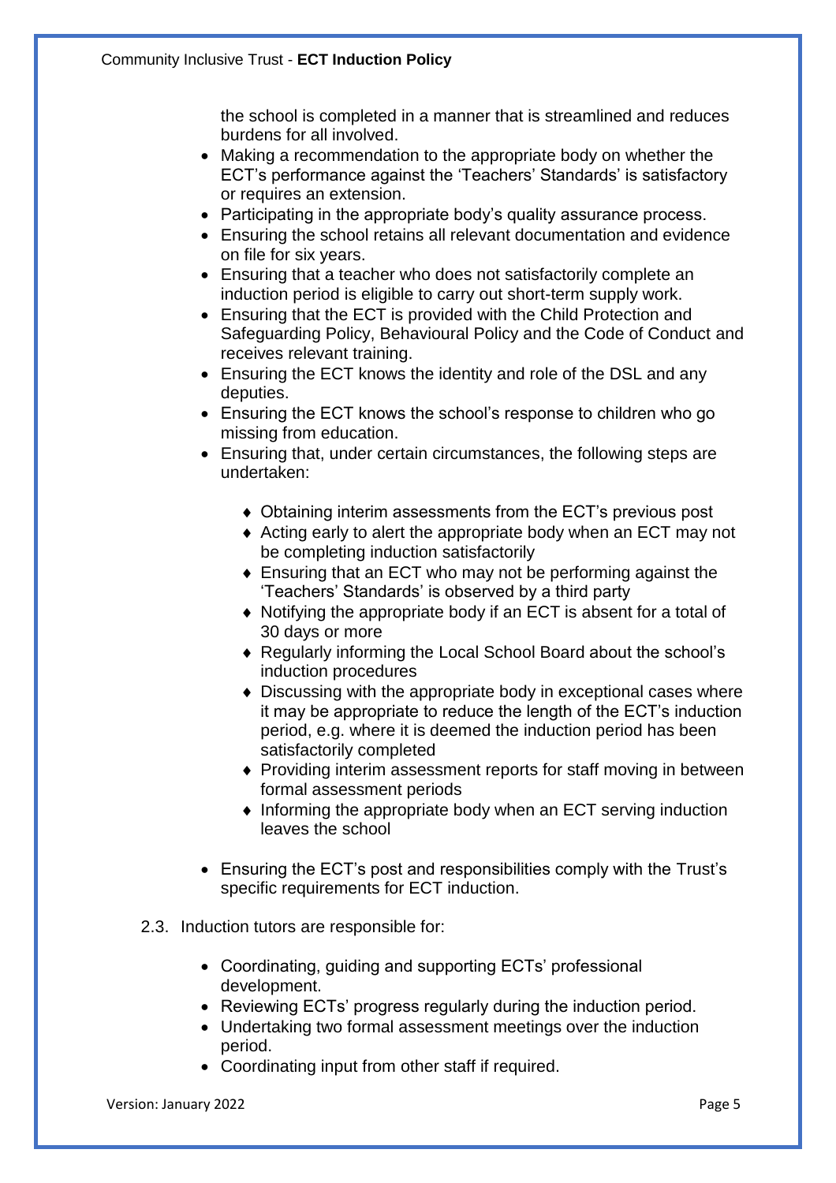the school is completed in a manner that is streamlined and reduces burdens for all involved.

- Making a recommendation to the appropriate body on whether the ECT's performance against the 'Teachers' Standards' is satisfactory or requires an extension.
- Participating in the appropriate body's quality assurance process.
- Ensuring the school retains all relevant documentation and evidence on file for six years.
- Ensuring that a teacher who does not satisfactorily complete an induction period is eligible to carry out short-term supply work.
- Ensuring that the ECT is provided with the Child Protection and Safeguarding Policy, Behavioural Policy and the Code of Conduct and receives relevant training.
- Ensuring the ECT knows the identity and role of the DSL and any deputies.
- Ensuring the ECT knows the school's response to children who go missing from education.
- Ensuring that, under certain circumstances, the following steps are undertaken:
    - Obtaining interim assessments from the ECT's previous post
    - Acting early to alert the appropriate body when an ECT may not be completing induction satisfactorily
    - Ensuring that an ECT who may not be performing against the 'Teachers' Standards' is observed by a third party
    - Notifying the appropriate body if an ECT is absent for a total of 30 days or more
    - Regularly informing the Local School Board about the school's induction procedures
    - Discussing with the appropriate body in exceptional cases where it may be appropriate to reduce the length of the ECT's induction period, e.g. where it is deemed the induction period has been satisfactorily completed
    - Providing interim assessment reports for staff moving in between formal assessment periods
    - Informing the appropriate body when an ECT serving induction leaves the school
- Ensuring the ECT's post and responsibilities comply with the Trust's specific requirements for ECT induction.

2.3. Induction tutors are responsible for:

- Coordinating, guiding and supporting ECTs' professional development.
- Reviewing ECTs' progress regularly during the induction period.
- Undertaking two formal assessment meetings over the induction period.
- Coordinating input from other staff if required.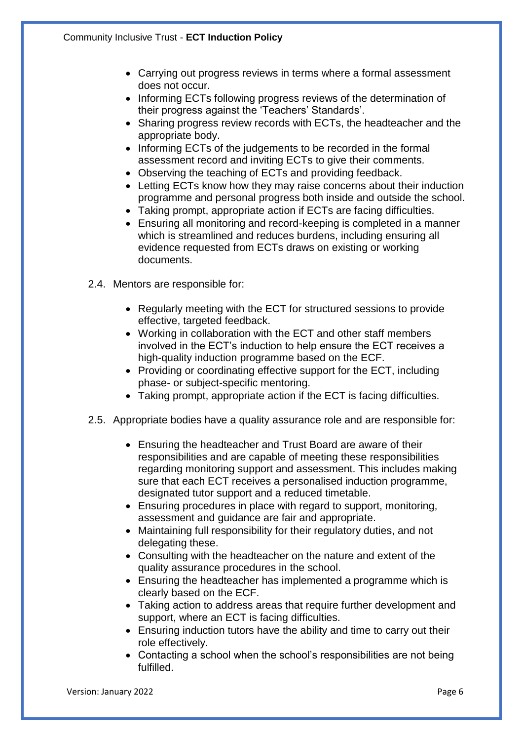- Carrying out progress reviews in terms where a formal assessment does not occur.
- Informing ECTs following progress reviews of the determination of their progress against the 'Teachers' Standards'.
- Sharing progress review records with ECTs, the headteacher and the appropriate body.
- Informing ECTs of the judgements to be recorded in the formal assessment record and inviting ECTs to give their comments.
- Observing the teaching of ECTs and providing feedback.
- Letting ECTs know how they may raise concerns about their induction programme and personal progress both inside and outside the school.
- Taking prompt, appropriate action if ECTs are facing difficulties.
- Ensuring all monitoring and record-keeping is completed in a manner which is streamlined and reduces burdens, including ensuring all evidence requested from ECTs draws on existing or working documents.

2.4. Mentors are responsible for:

- Regularly meeting with the ECT for structured sessions to provide effective, targeted feedback.
- Working in collaboration with the ECT and other staff members involved in the ECT's induction to help ensure the ECT receives a high-quality induction programme based on the ECF.
- Providing or coordinating effective support for the ECT, including phase- or subject-specific mentoring.
- Taking prompt, appropriate action if the ECT is facing difficulties.

2.5. Appropriate bodies have a quality assurance role and are responsible for:

- Ensuring the headteacher and Trust Board are aware of their responsibilities and are capable of meeting these responsibilities regarding monitoring support and assessment. This includes making sure that each ECT receives a personalised induction programme, designated tutor support and a reduced timetable.
- Ensuring procedures in place with regard to support, monitoring, assessment and guidance are fair and appropriate.
- Maintaining full responsibility for their regulatory duties, and not delegating these.
- Consulting with the headteacher on the nature and extent of the quality assurance procedures in the school.
- Ensuring the headteacher has implemented a programme which is clearly based on the ECF.
- Taking action to address areas that require further development and support, where an ECT is facing difficulties.
- Ensuring induction tutors have the ability and time to carry out their role effectively.
- Contacting a school when the school's responsibilities are not being fulfilled.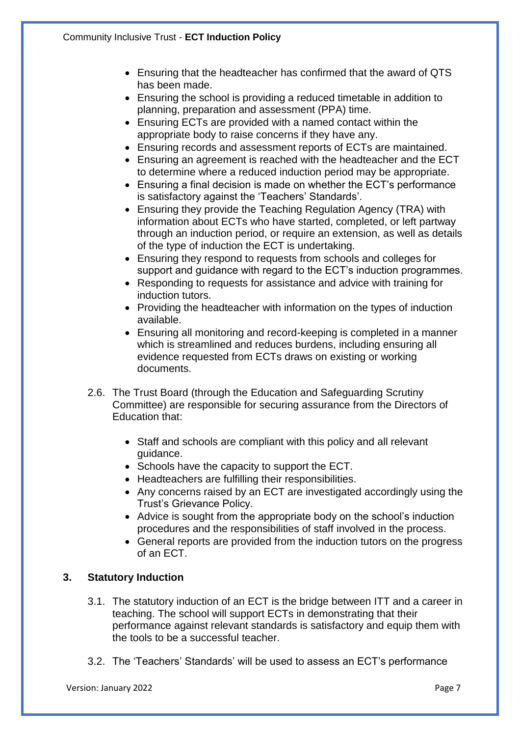- Ensuring that the headteacher has confirmed that the award of QTS has been made.
- Ensuring the school is providing a reduced timetable in addition to planning, preparation and assessment (PPA) time.
- Ensuring ECTs are provided with a named contact within the appropriate body to raise concerns if they have any.
- Ensuring records and assessment reports of ECTs are maintained.
- Ensuring an agreement is reached with the headteacher and the ECT to determine where a reduced induction period may be appropriate.
- Ensuring a final decision is made on whether the ECT's performance is satisfactory against the 'Teachers' Standards'.
- Ensuring they provide the Teaching Regulation Agency (TRA) with information about ECTs who have started, completed, or left partway through an induction period, or require an extension, as well as details of the type of induction the ECT is undertaking.
- Ensuring they respond to requests from schools and colleges for support and guidance with regard to the ECT's induction programmes.
- Responding to requests for assistance and advice with training for induction tutors.
- Providing the headteacher with information on the types of induction available.
- Ensuring all monitoring and record-keeping is completed in a manner which is streamlined and reduces burdens, including ensuring all evidence requested from ECTs draws on existing or working documents.

2.6. The Trust Board (through the Education and Safeguarding Scrutiny Committee) are responsible for securing assurance from the Directors of Education that:

- Staff and schools are compliant with this policy and all relevant guidance.
- Schools have the capacity to support the ECT.
- Headteachers are fulfilling their responsibilities.
- Any concerns raised by an ECT are investigated accordingly using the Trust's Grievance Policy.
- Advice is sought from the appropriate body on the school's induction procedures and the responsibilities of staff involved in the process.
- General reports are provided from the induction tutors on the progress of an ECT.

## 3. Statutory Induction

3.1. The statutory induction of an ECT is the bridge between ITT and a career in teaching. The school will support ECTs in demonstrating that their performance against relevant standards is satisfactory and equip them with the tools to be a successful teacher.

3.2. The 'Teachers' Standards' will be used to assess an ECT's performance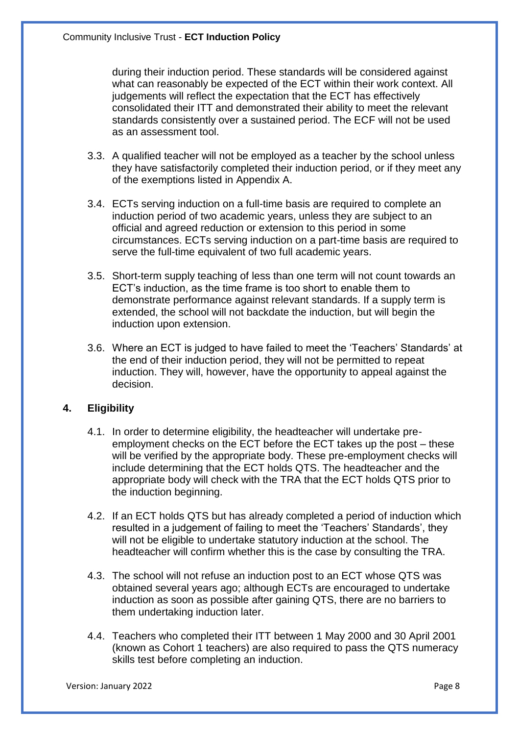during their induction period. These standards will be considered against what can reasonably be expected of the ECT within their work context. All judgements will reflect the expectation that the ECT has effectively consolidated their ITT and demonstrated their ability to meet the relevant standards consistently over a sustained period. The ECF will not be used as an assessment tool.

3.3. A qualified teacher will not be employed as a teacher by the school unless they have satisfactorily completed their induction period, or if they meet any of the exemptions listed in Appendix A.

3.4. ECTs serving induction on a full-time basis are required to complete an induction period of two academic years, unless they are subject to an official and agreed reduction or extension to this period in some circumstances. ECTs serving induction on a part-time basis are required to serve the full-time equivalent of two full academic years.

3.5. Short-term supply teaching of less than one term will not count towards an ECT's induction, as the time frame is too short to enable them to demonstrate performance against relevant standards. If a supply term is extended, the school will not backdate the induction, but will begin the induction upon extension.

3.6. Where an ECT is judged to have failed to meet the 'Teachers' Standards' at the end of their induction period, they will not be permitted to repeat induction. They will, however, have the opportunity to appeal against the decision.

## 4. Eligibility

4.1. In order to determine eligibility, the headteacher will undertake pre-employment checks on the ECT before the ECT takes up the post – these will be verified by the appropriate body. These pre-employment checks will include determining that the ECT holds QTS. The headteacher and the appropriate body will check with the TRA that the ECT holds QTS prior to the induction beginning.

4.2. If an ECT holds QTS but has already completed a period of induction which resulted in a judgement of failing to meet the 'Teachers' Standards', they will not be eligible to undertake statutory induction at the school. The headteacher will confirm whether this is the case by consulting the TRA.

4.3. The school will not refuse an induction post to an ECT whose QTS was obtained several years ago; although ECTs are encouraged to undertake induction as soon as possible after gaining QTS, there are no barriers to them undertaking induction later.

4.4. Teachers who completed their ITT between 1 May 2000 and 30 April 2001 (known as Cohort 1 teachers) are also required to pass the QTS numeracy skills test before completing an induction.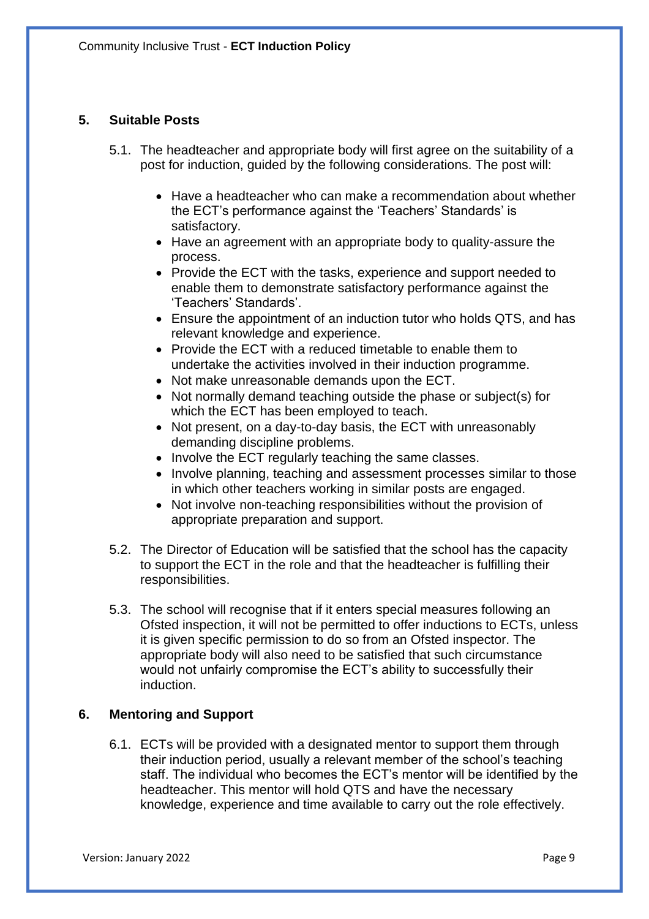## 5. Suitable Posts

5.1. The headteacher and appropriate body will first agree on the suitability of a post for induction, guided by the following considerations. The post will:

- Have a headteacher who can make a recommendation about whether the ECT's performance against the 'Teachers' Standards' is satisfactory.
- Have an agreement with an appropriate body to quality-assure the process.
- Provide the ECT with the tasks, experience and support needed to enable them to demonstrate satisfactory performance against the 'Teachers' Standards'.
- Ensure the appointment of an induction tutor who holds QTS, and has relevant knowledge and experience.
- Provide the ECT with a reduced timetable to enable them to undertake the activities involved in their induction programme.
- Not make unreasonable demands upon the ECT.
- Not normally demand teaching outside the phase or subject(s) for which the ECT has been employed to teach.
- Not present, on a day-to-day basis, the ECT with unreasonably demanding discipline problems.
- Involve the ECT regularly teaching the same classes.
- Involve planning, teaching and assessment processes similar to those in which other teachers working in similar posts are engaged.
- Not involve non-teaching responsibilities without the provision of appropriate preparation and support.

5.2. The Director of Education will be satisfied that the school has the capacity to support the ECT in the role and that the headteacher is fulfilling their responsibilities.

5.3. The school will recognise that if it enters special measures following an Ofsted inspection, it will not be permitted to offer inductions to ECTs, unless it is given specific permission to do so from an Ofsted inspector. The appropriate body will also need to be satisfied that such circumstance would not unfairly compromise the ECT's ability to successfully their induction.

## 6. Mentoring and Support

6.1. ECTs will be provided with a designated mentor to support them through their induction period, usually a relevant member of the school's teaching staff. The individual who becomes the ECT's mentor will be identified by the headteacher. This mentor will hold QTS and have the necessary knowledge, experience and time available to carry out the role effectively.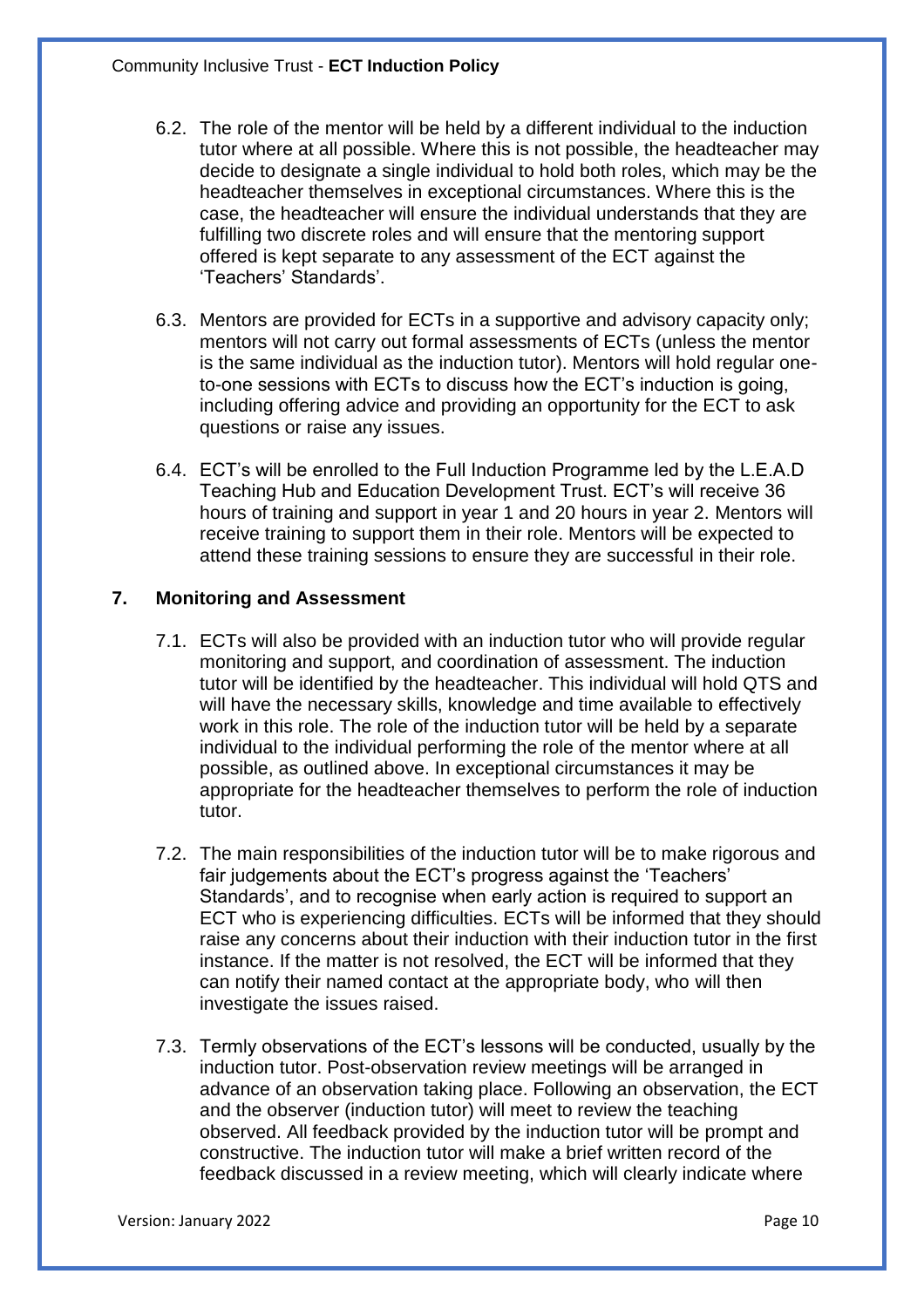6.2. The role of the mentor will be held by a different individual to the induction tutor where at all possible. Where this is not possible, the headteacher may decide to designate a single individual to hold both roles, which may be the headteacher themselves in exceptional circumstances. Where this is the case, the headteacher will ensure the individual understands that they are fulfilling two discrete roles and will ensure that the mentoring support offered is kept separate to any assessment of the ECT against the 'Teachers' Standards'.

6.3. Mentors are provided for ECTs in a supportive and advisory capacity only; mentors will not carry out formal assessments of ECTs (unless the mentor is the same individual as the induction tutor). Mentors will hold regular one-to-one sessions with ECTs to discuss how the ECT's induction is going, including offering advice and providing an opportunity for the ECT to ask questions or raise any issues.

6.4. ECT's will be enrolled to the Full Induction Programme led by the L.E.A.D Teaching Hub and Education Development Trust. ECT's will receive 36 hours of training and support in year 1 and 20 hours in year 2. Mentors will receive training to support them in their role. Mentors will be expected to attend these training sessions to ensure they are successful in their role.

## 7. Monitoring and Assessment

7.1. ECTs will also be provided with an induction tutor who will provide regular monitoring and support, and coordination of assessment. The induction tutor will be identified by the headteacher. This individual will hold QTS and will have the necessary skills, knowledge and time available to effectively work in this role. The role of the induction tutor will be held by a separate individual to the individual performing the role of the mentor where at all possible, as outlined above. In exceptional circumstances it may be appropriate for the headteacher themselves to perform the role of induction tutor.

7.2. The main responsibilities of the induction tutor will be to make rigorous and fair judgements about the ECT's progress against the 'Teachers' Standards', and to recognise when early action is required to support an ECT who is experiencing difficulties. ECTs will be informed that they should raise any concerns about their induction with their induction tutor in the first instance. If the matter is not resolved, the ECT will be informed that they can notify their named contact at the appropriate body, who will then investigate the issues raised.

7.3. Termly observations of the ECT's lessons will be conducted, usually by the induction tutor. Post-observation review meetings will be arranged in advance of an observation taking place. Following an observation, the ECT and the observer (induction tutor) will meet to review the teaching observed. All feedback provided by the induction tutor will be prompt and constructive. The induction tutor will make a brief written record of the feedback discussed in a review meeting, which will clearly indicate where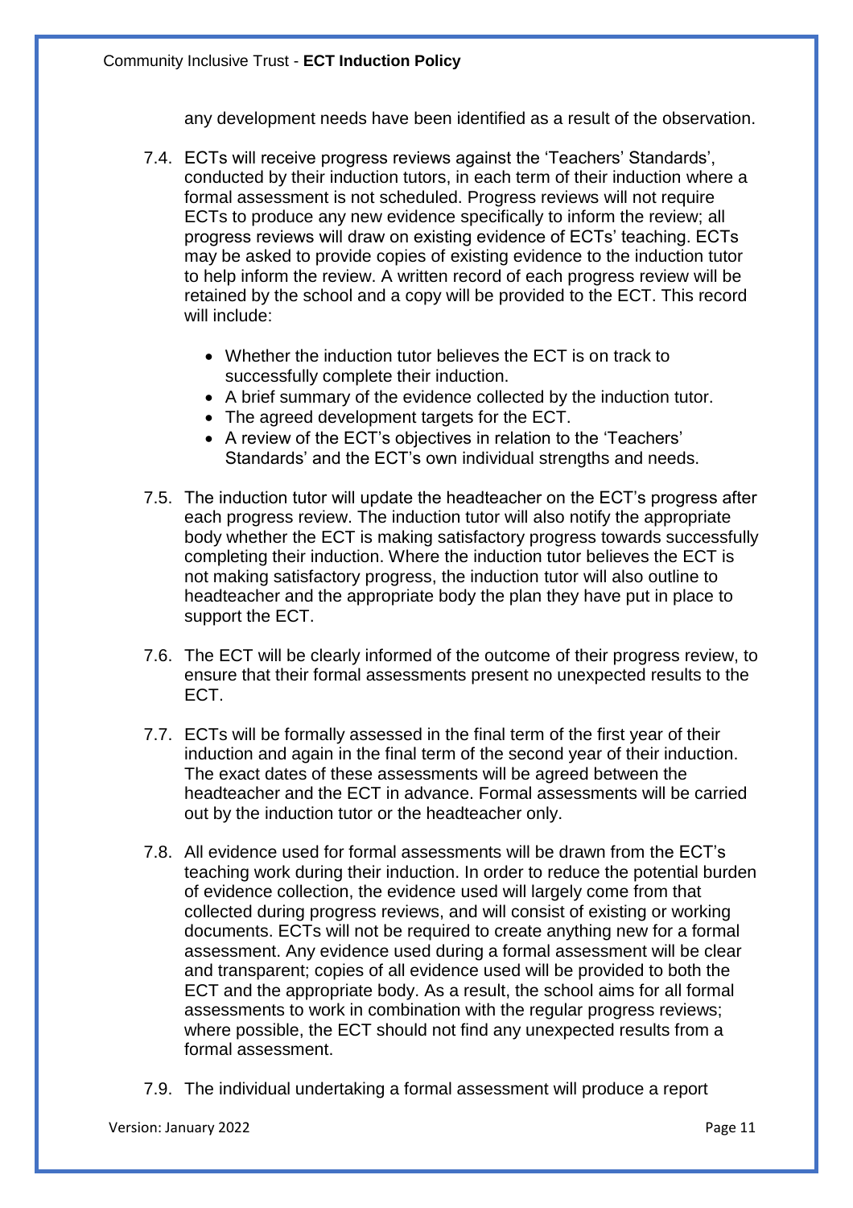any development needs have been identified as a result of the observation.

7.4. ECTs will receive progress reviews against the 'Teachers' Standards', conducted by their induction tutors, in each term of their induction where a formal assessment is not scheduled. Progress reviews will not require ECTs to produce any new evidence specifically to inform the review; all progress reviews will draw on existing evidence of ECTs' teaching. ECTs may be asked to provide copies of existing evidence to the induction tutor to help inform the review. A written record of each progress review will be retained by the school and a copy will be provided to the ECT. This record will include:

- Whether the induction tutor believes the ECT is on track to successfully complete their induction.
- A brief summary of the evidence collected by the induction tutor.
- The agreed development targets for the ECT.
- A review of the ECT's objectives in relation to the 'Teachers' Standards' and the ECT's own individual strengths and needs.

7.5. The induction tutor will update the headteacher on the ECT's progress after each progress review. The induction tutor will also notify the appropriate body whether the ECT is making satisfactory progress towards successfully completing their induction. Where the induction tutor believes the ECT is not making satisfactory progress, the induction tutor will also outline to headteacher and the appropriate body the plan they have put in place to support the ECT.

7.6. The ECT will be clearly informed of the outcome of their progress review, to ensure that their formal assessments present no unexpected results to the ECT.

7.7. ECTs will be formally assessed in the final term of the first year of their induction and again in the final term of the second year of their induction. The exact dates of these assessments will be agreed between the headteacher and the ECT in advance. Formal assessments will be carried out by the induction tutor or the headteacher only.

7.8. All evidence used for formal assessments will be drawn from the ECT's teaching work during their induction. In order to reduce the potential burden of evidence collection, the evidence used will largely come from that collected during progress reviews, and will consist of existing or working documents. ECTs will not be required to create anything new for a formal assessment. Any evidence used during a formal assessment will be clear and transparent; copies of all evidence used will be provided to both the ECT and the appropriate body. As a result, the school aims for all formal assessments to work in combination with the regular progress reviews; where possible, the ECT should not find any unexpected results from a formal assessment.

7.9. The individual undertaking a formal assessment will produce a report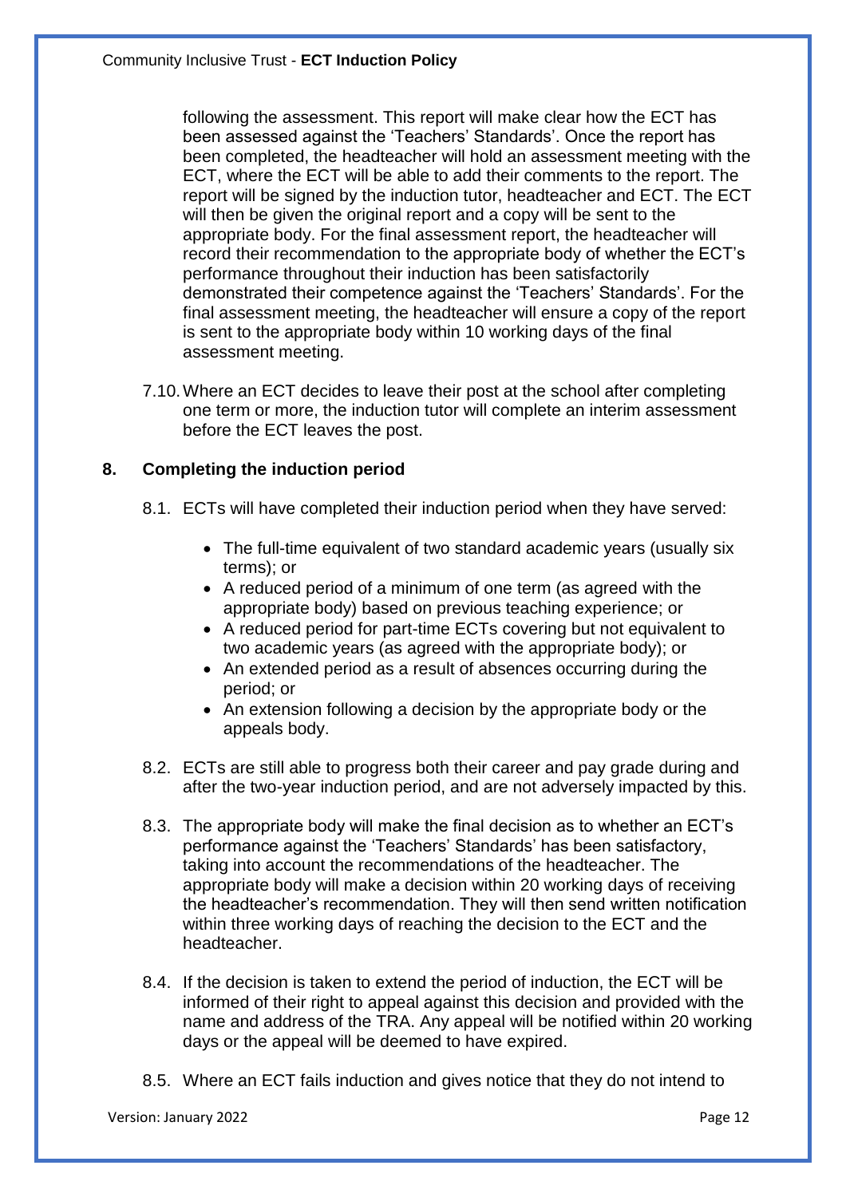following the assessment. This report will make clear how the ECT has been assessed against the 'Teachers' Standards'. Once the report has been completed, the headteacher will hold an assessment meeting with the ECT, where the ECT will be able to add their comments to the report. The report will be signed by the induction tutor, headteacher and ECT. The ECT will then be given the original report and a copy will be sent to the appropriate body. For the final assessment report, the headteacher will record their recommendation to the appropriate body of whether the ECT's performance throughout their induction has been satisfactorily demonstrated their competence against the 'Teachers' Standards'. For the final assessment meeting, the headteacher will ensure a copy of the report is sent to the appropriate body within 10 working days of the final assessment meeting.

7.10. Where an ECT decides to leave their post at the school after completing one term or more, the induction tutor will complete an interim assessment before the ECT leaves the post.

## 8. Completing the induction period

8.1. ECTs will have completed their induction period when they have served:

- The full-time equivalent of two standard academic years (usually six terms); or
- A reduced period of a minimum of one term (as agreed with the appropriate body) based on previous teaching experience; or
- A reduced period for part-time ECTs covering but not equivalent to two academic years (as agreed with the appropriate body); or
- An extended period as a result of absences occurring during the period; or
- An extension following a decision by the appropriate body or the appeals body.

8.2. ECTs are still able to progress both their career and pay grade during and after the two-year induction period, and are not adversely impacted by this.

8.3. The appropriate body will make the final decision as to whether an ECT's performance against the 'Teachers' Standards' has been satisfactory, taking into account the recommendations of the headteacher. The appropriate body will make a decision within 20 working days of receiving the headteacher's recommendation. They will then send written notification within three working days of reaching the decision to the ECT and the headteacher.

8.4. If the decision is taken to extend the period of induction, the ECT will be informed of their right to appeal against this decision and provided with the name and address of the TRA. Any appeal will be notified within 20 working days or the appeal will be deemed to have expired.

8.5. Where an ECT fails induction and gives notice that they do not intend to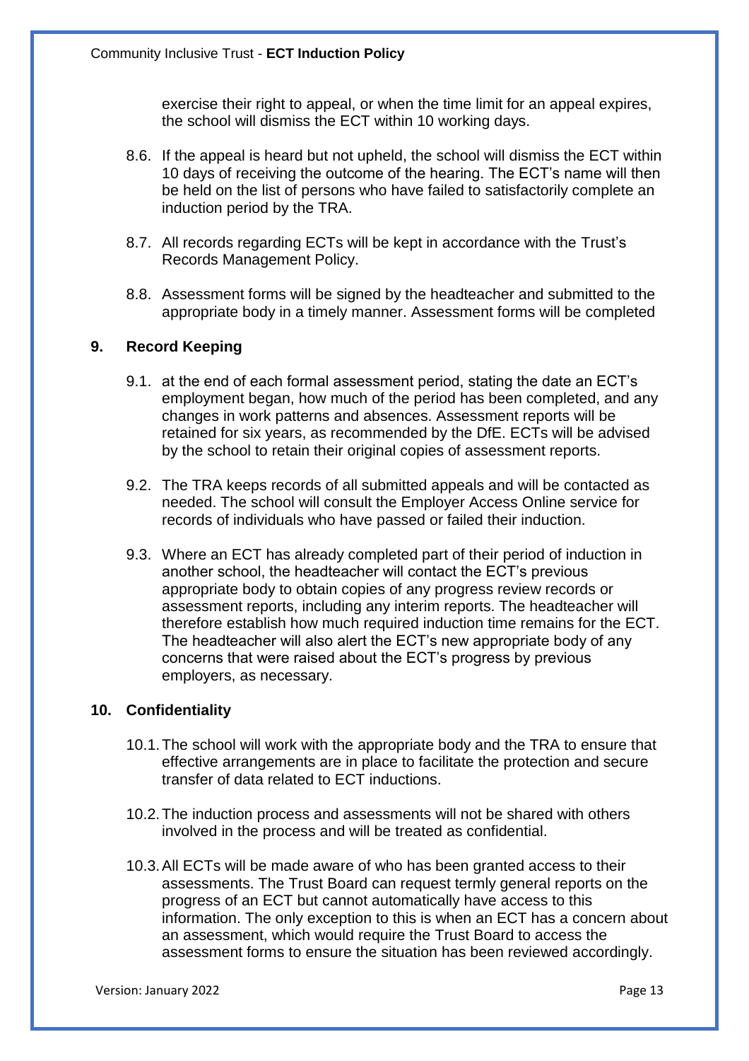exercise their right to appeal, or when the time limit for an appeal expires, the school will dismiss the ECT within 10 working days.

8.6. If the appeal is heard but not upheld, the school will dismiss the ECT within 10 days of receiving the outcome of the hearing. The ECT's name will then be held on the list of persons who have failed to satisfactorily complete an induction period by the TRA.

8.7. All records regarding ECTs will be kept in accordance with the Trust's Records Management Policy.

8.8. Assessment forms will be signed by the headteacher and submitted to the appropriate body in a timely manner. Assessment forms will be completed

## 9. Record Keeping

9.1. at the end of each formal assessment period, stating the date an ECT's employment began, how much of the period has been completed, and any changes in work patterns and absences. Assessment reports will be retained for six years, as recommended by the DfE. ECTs will be advised by the school to retain their original copies of assessment reports.

9.2. The TRA keeps records of all submitted appeals and will be contacted as needed. The school will consult the Employer Access Online service for records of individuals who have passed or failed their induction.

9.3. Where an ECT has already completed part of their period of induction in another school, the headteacher will contact the ECT's previous appropriate body to obtain copies of any progress review records or assessment reports, including any interim reports. The headteacher will therefore establish how much required induction time remains for the ECT. The headteacher will also alert the ECT's new appropriate body of any concerns that were raised about the ECT's progress by previous employers, as necessary.

## 10. Confidentiality

10.1. The school will work with the appropriate body and the TRA to ensure that effective arrangements are in place to facilitate the protection and secure transfer of data related to ECT inductions.

10.2. The induction process and assessments will not be shared with others involved in the process and will be treated as confidential.

10.3. All ECTs will be made aware of who has been granted access to their assessments. The Trust Board can request termly general reports on the progress of an ECT but cannot automatically have access to this information. The only exception to this is when an ECT has a concern about an assessment, which would require the Trust Board to access the assessment forms to ensure the situation has been reviewed accordingly.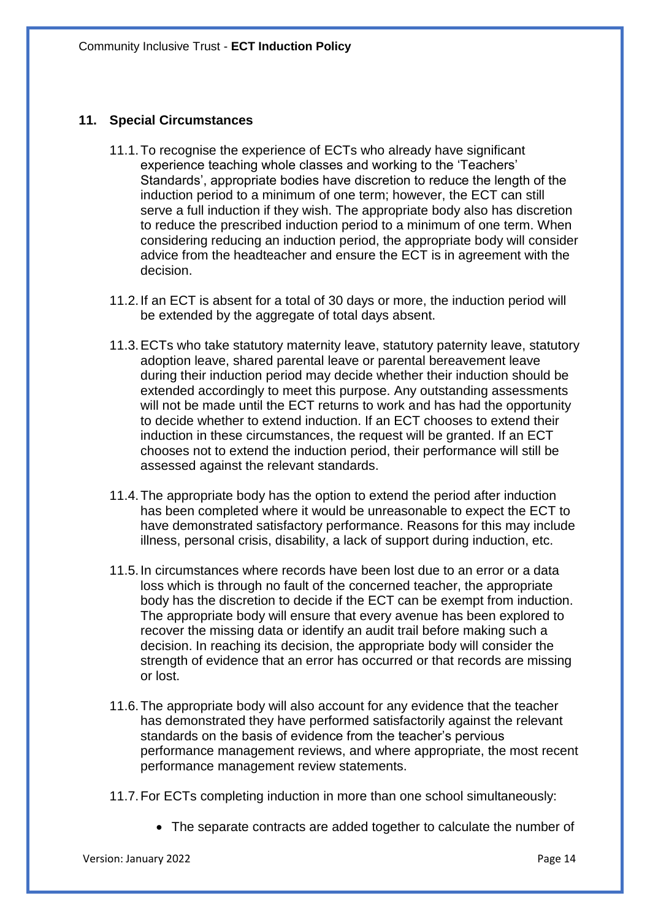## 11. Special Circumstances

11.1. To recognise the experience of ECTs who already have significant experience teaching whole classes and working to the 'Teachers' Standards', appropriate bodies have discretion to reduce the length of the induction period to a minimum of one term; however, the ECT can still serve a full induction if they wish. The appropriate body also has discretion to reduce the prescribed induction period to a minimum of one term. When considering reducing an induction period, the appropriate body will consider advice from the headteacher and ensure the ECT is in agreement with the decision.

11.2. If an ECT is absent for a total of 30 days or more, the induction period will be extended by the aggregate of total days absent.

11.3. ECTs who take statutory maternity leave, statutory paternity leave, statutory adoption leave, shared parental leave or parental bereavement leave during their induction period may decide whether their induction should be extended accordingly to meet this purpose. Any outstanding assessments will not be made until the ECT returns to work and has had the opportunity to decide whether to extend induction. If an ECT chooses to extend their induction in these circumstances, the request will be granted. If an ECT chooses not to extend the induction period, their performance will still be assessed against the relevant standards.

11.4. The appropriate body has the option to extend the period after induction has been completed where it would be unreasonable to expect the ECT to have demonstrated satisfactory performance. Reasons for this may include illness, personal crisis, disability, a lack of support during induction, etc.

11.5. In circumstances where records have been lost due to an error or a data loss which is through no fault of the concerned teacher, the appropriate body has the discretion to decide if the ECT can be exempt from induction. The appropriate body will ensure that every avenue has been explored to recover the missing data or identify an audit trail before making such a decision. In reaching its decision, the appropriate body will consider the strength of evidence that an error has occurred or that records are missing or lost.

11.6. The appropriate body will also account for any evidence that the teacher has demonstrated they have performed satisfactorily against the relevant standards on the basis of evidence from the teacher's pervious performance management reviews, and where appropriate, the most recent performance management review statements.

11.7. For ECTs completing induction in more than one school simultaneously:

- The separate contracts are added together to calculate the number of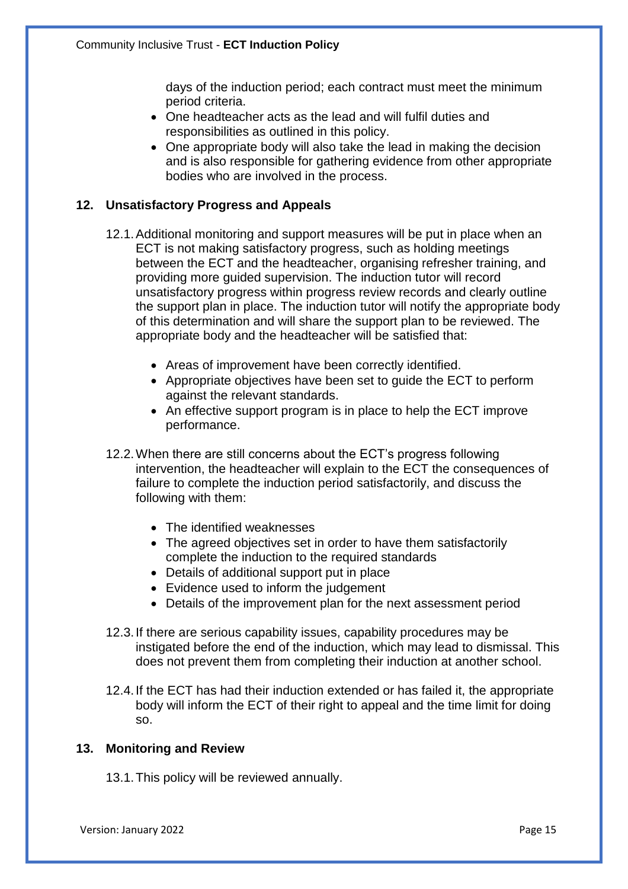days of the induction period; each contract must meet the minimum period criteria.

- One headteacher acts as the lead and will fulfil duties and responsibilities as outlined in this policy.
- One appropriate body will also take the lead in making the decision and is also responsible for gathering evidence from other appropriate bodies who are involved in the process.

## 12. Unsatisfactory Progress and Appeals

12.1. Additional monitoring and support measures will be put in place when an ECT is not making satisfactory progress, such as holding meetings between the ECT and the headteacher, organising refresher training, and providing more guided supervision. The induction tutor will record unsatisfactory progress within progress review records and clearly outline the support plan in place. The induction tutor will notify the appropriate body of this determination and will share the support plan to be reviewed. The appropriate body and the headteacher will be satisfied that:

- Areas of improvement have been correctly identified.
- Appropriate objectives have been set to guide the ECT to perform against the relevant standards.
- An effective support program is in place to help the ECT improve performance.

12.2. When there are still concerns about the ECT's progress following intervention, the headteacher will explain to the ECT the consequences of failure to complete the induction period satisfactorily, and discuss the following with them:

- The identified weaknesses
- The agreed objectives set in order to have them satisfactorily complete the induction to the required standards
- Details of additional support put in place
- Evidence used to inform the judgement
- Details of the improvement plan for the next assessment period

12.3. If there are serious capability issues, capability procedures may be instigated before the end of the induction, which may lead to dismissal. This does not prevent them from completing their induction at another school.

12.4. If the ECT has had their induction extended or has failed it, the appropriate body will inform the ECT of their right to appeal and the time limit for doing so.

## 13. Monitoring and Review

13.1. This policy will be reviewed annually.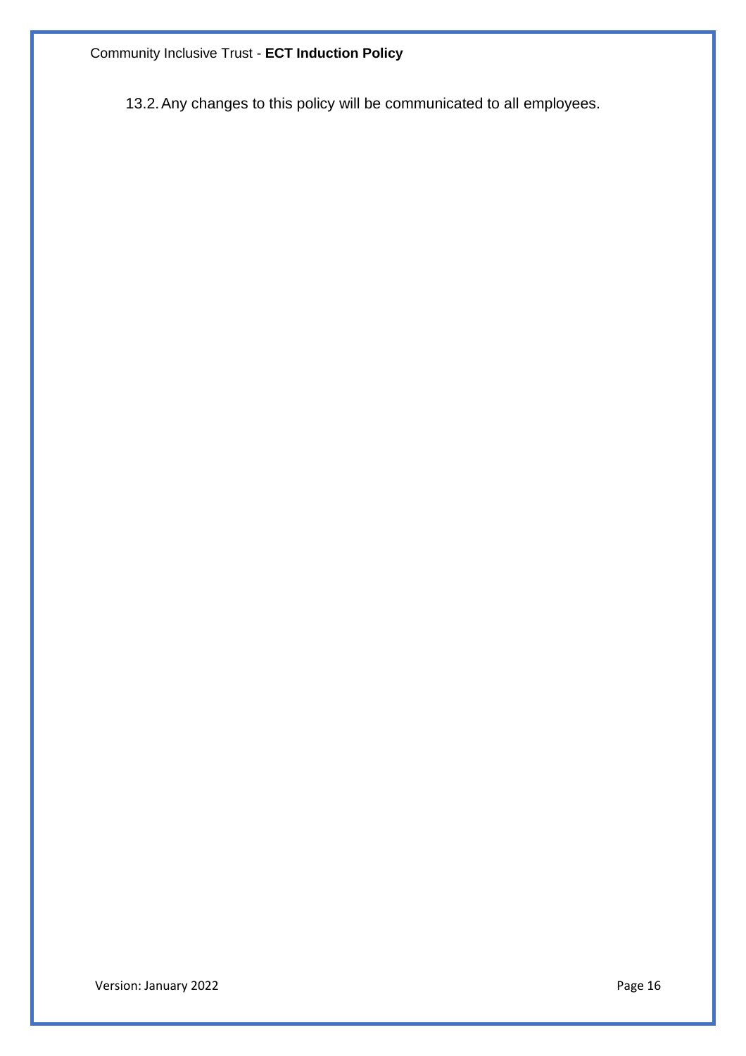13.2. Any changes to this policy will be communicated to all employees.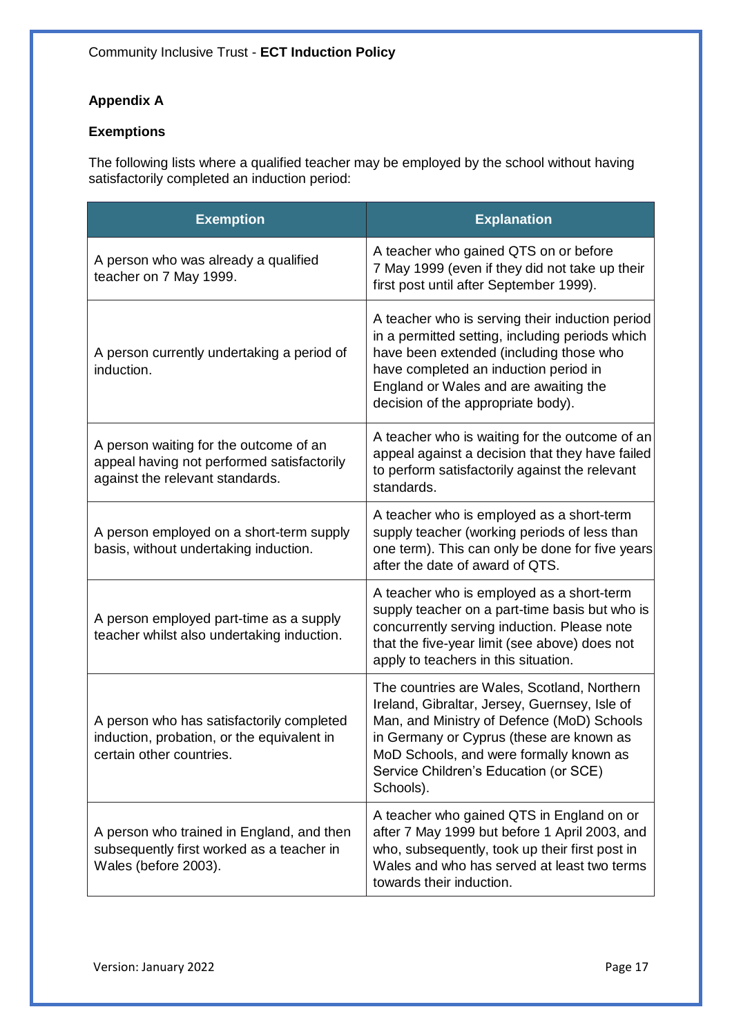## Appendix A

### Exemptions

The following lists where a qualified teacher may be employed by the school without having satisfactorily completed an induction period:

| Exemption | Explanation |
|---|---|
| A person who was already a qualified teacher on 7 May 1999. | A teacher who gained QTS on or before 7 May 1999 (even if they did not take up their first post until after September 1999). |
| A person currently undertaking a period of induction. | A teacher who is serving their induction period in a permitted setting, including periods which have been extended (including those who have completed an induction period in England or Wales and are awaiting the decision of the appropriate body). |
| A person waiting for the outcome of an appeal having not performed satisfactorily against the relevant standards. | A teacher who is waiting for the outcome of an appeal against a decision that they have failed to perform satisfactorily against the relevant standards. |
| A person employed on a short-term supply basis, without undertaking induction. | A teacher who is employed as a short-term supply teacher (working periods of less than one term). This can only be done for five years after the date of award of QTS. |
| A person employed part-time as a supply teacher whilst also undertaking induction. | A teacher who is employed as a short-term supply teacher on a part-time basis but who is concurrently serving induction. Please note that the five-year limit (see above) does not apply to teachers in this situation. |
| A person who has satisfactorily completed induction, probation, or the equivalent in certain other countries. | The countries are Wales, Scotland, Northern Ireland, Gibraltar, Jersey, Guernsey, Isle of Man, and Ministry of Defence (MoD) Schools in Germany or Cyprus (these are known as MoD Schools, and were formally known as Service Children's Education (or SCE) Schools). |
| A person who trained in England, and then subsequently first worked as a teacher in Wales (before 2003). | A teacher who gained QTS in England on or after 7 May 1999 but before 1 April 2003, and who, subsequently, took up their first post in Wales and who has served at least two terms towards their induction. |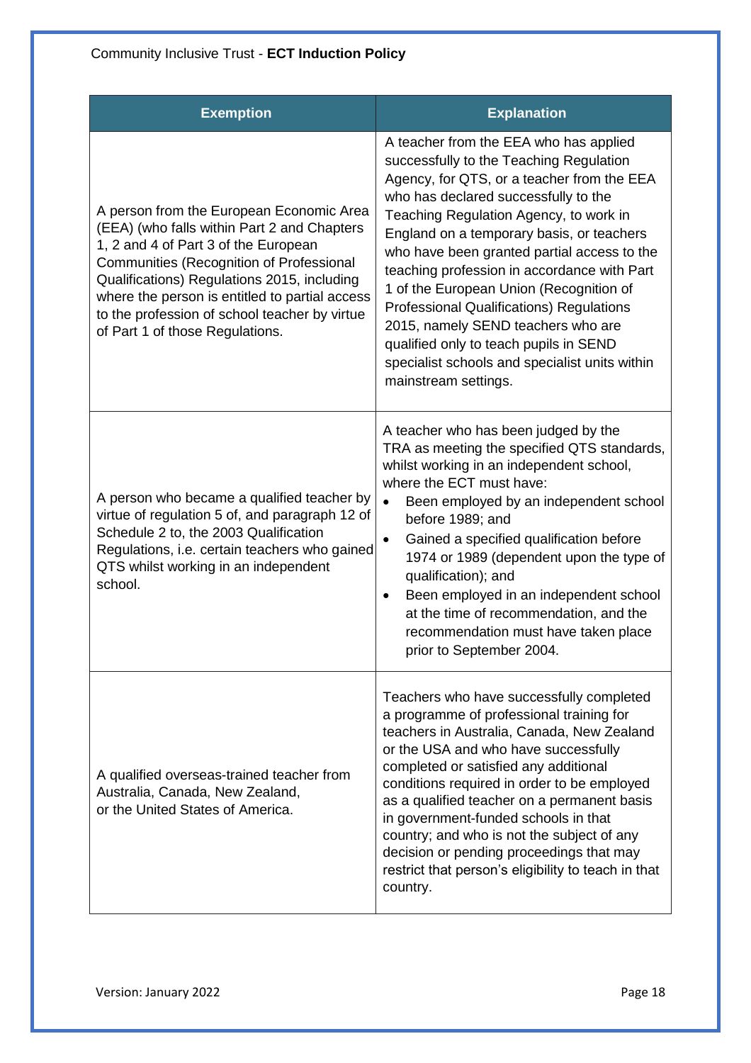| Exemption | Explanation |
| --- | --- |
| A person from the European Economic Area (EEA) (who falls within Part 2 and Chapters 1, 2 and 4 of Part 3 of the European Communities (Recognition of Professional Qualifications) Regulations 2015, including where the person is entitled to partial access to the profession of school teacher by virtue of Part 1 of those Regulations. | A teacher from the EEA who has applied successfully to the Teaching Regulation Agency, for QTS, or a teacher from the EEA who has declared successfully to the Teaching Regulation Agency, to work in England on a temporary basis, or teachers who have been granted partial access to the teaching profession in accordance with Part 1 of the European Union (Recognition of Professional Qualifications) Regulations 2015, namely SEND teachers who are qualified only to teach pupils in SEND specialist schools and specialist units within mainstream settings. |
| A person who became a qualified teacher by virtue of regulation 5 of, and paragraph 12 of Schedule 2 to, the 2003 Qualification Regulations, i.e. certain teachers who gained QTS whilst working in an independent school. | A teacher who has been judged by the TRA as meeting the specified QTS standards, whilst working in an independent school, where the ECT must have:<br>• Been employed by an independent school before 1989; and<br>• Gained a specified qualification before 1974 or 1989 (dependent upon the type of qualification); and<br>• Been employed in an independent school at the time of recommendation, and the recommendation must have taken place prior to September 2004. |
| A qualified overseas-trained teacher from Australia, Canada, New Zealand, or the United States of America. | Teachers who have successfully completed a programme of professional training for teachers in Australia, Canada, New Zealand or the USA and who have successfully completed or satisfied any additional conditions required in order to be employed as a qualified teacher on a permanent basis in government-funded schools in that country; and who is not the subject of any decision or pending proceedings that may restrict that person's eligibility to teach in that country. |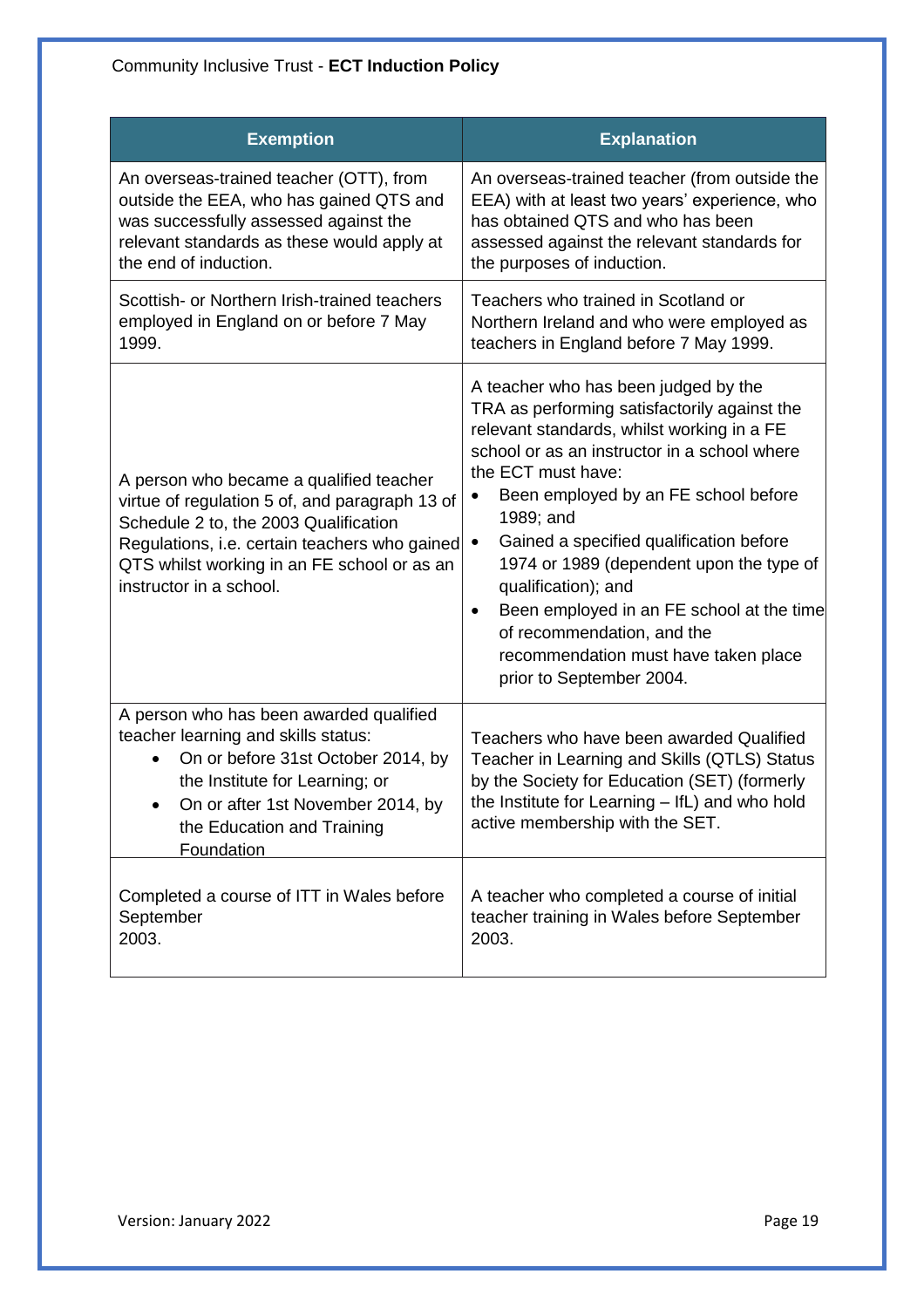| Exemption | Explanation |
|---|---|
| An overseas-trained teacher (OTT), from outside the EEA, who has gained QTS and was successfully assessed against the relevant standards as these would apply at the end of induction. | An overseas-trained teacher (from outside the EEA) with at least two years' experience, who has obtained QTS and who has been assessed against the relevant standards for the purposes of induction. |
| Scottish- or Northern Irish-trained teachers employed in England on or before 7 May 1999. | Teachers who trained in Scotland or Northern Ireland and who were employed as teachers in England before 7 May 1999. |
| A person who became a qualified teacher virtue of regulation 5 of, and paragraph 13 of Schedule 2 to, the 2003 Qualification Regulations, i.e. certain teachers who gained QTS whilst working in an FE school or as an instructor in a school. | A teacher who has been judged by the TRA as performing satisfactorily against the relevant standards, whilst working in a FE school or as an instructor in a school where the ECT must have: <br>• Been employed by an FE school before 1989; and <br>• Gained a specified qualification before 1974 or 1989 (dependent upon the type of qualification); and <br>• Been employed in an FE school at the time of recommendation, and the recommendation must have taken place prior to September 2004. |
| A person who has been awarded qualified teacher learning and skills status: <br>• On or before 31st October 2014, by the Institute for Learning; or <br>• On or after 1st November 2014, by the Education and Training Foundation | Teachers who have been awarded Qualified Teacher in Learning and Skills (QTLS) Status by the Society for Education (SET) (formerly the Institute for Learning – IfL) and who hold active membership with the SET. |
| Completed a course of ITT in Wales before September 2003. | A teacher who completed a course of initial teacher training in Wales before September 2003. |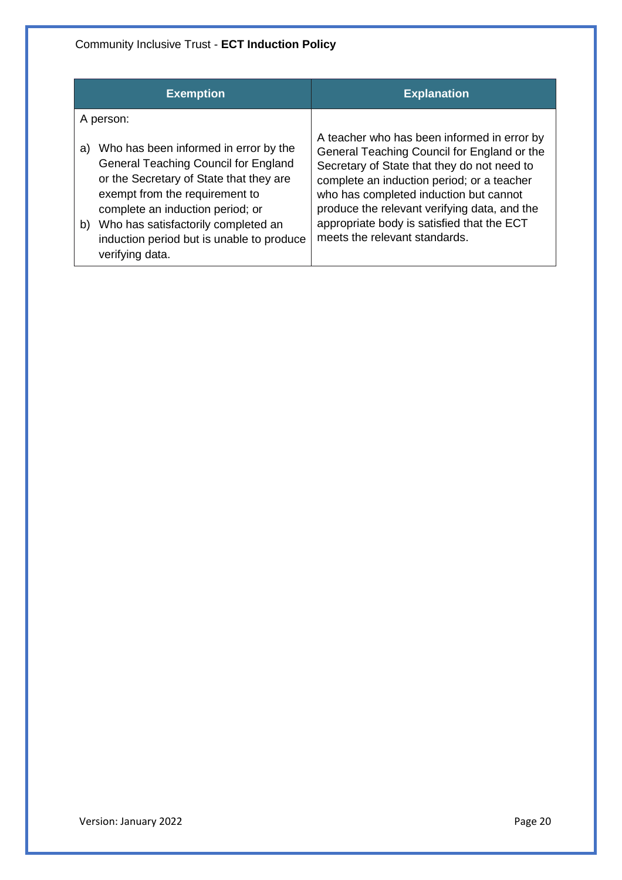| Exemption | Explanation |
| --- | --- |
| A person:<br><br>a) Who has been informed in error by the General Teaching Council for England or the Secretary of State that they are exempt from the requirement to complete an induction period; or<br>b) Who has satisfactorily completed an induction period but is unable to produce verifying data. | A teacher who has been informed in error by General Teaching Council for England or the Secretary of State that they do not need to complete an induction period; or a teacher who has completed induction but cannot produce the relevant verifying data, and the appropriate body is satisfied that the ECT meets the relevant standards. |